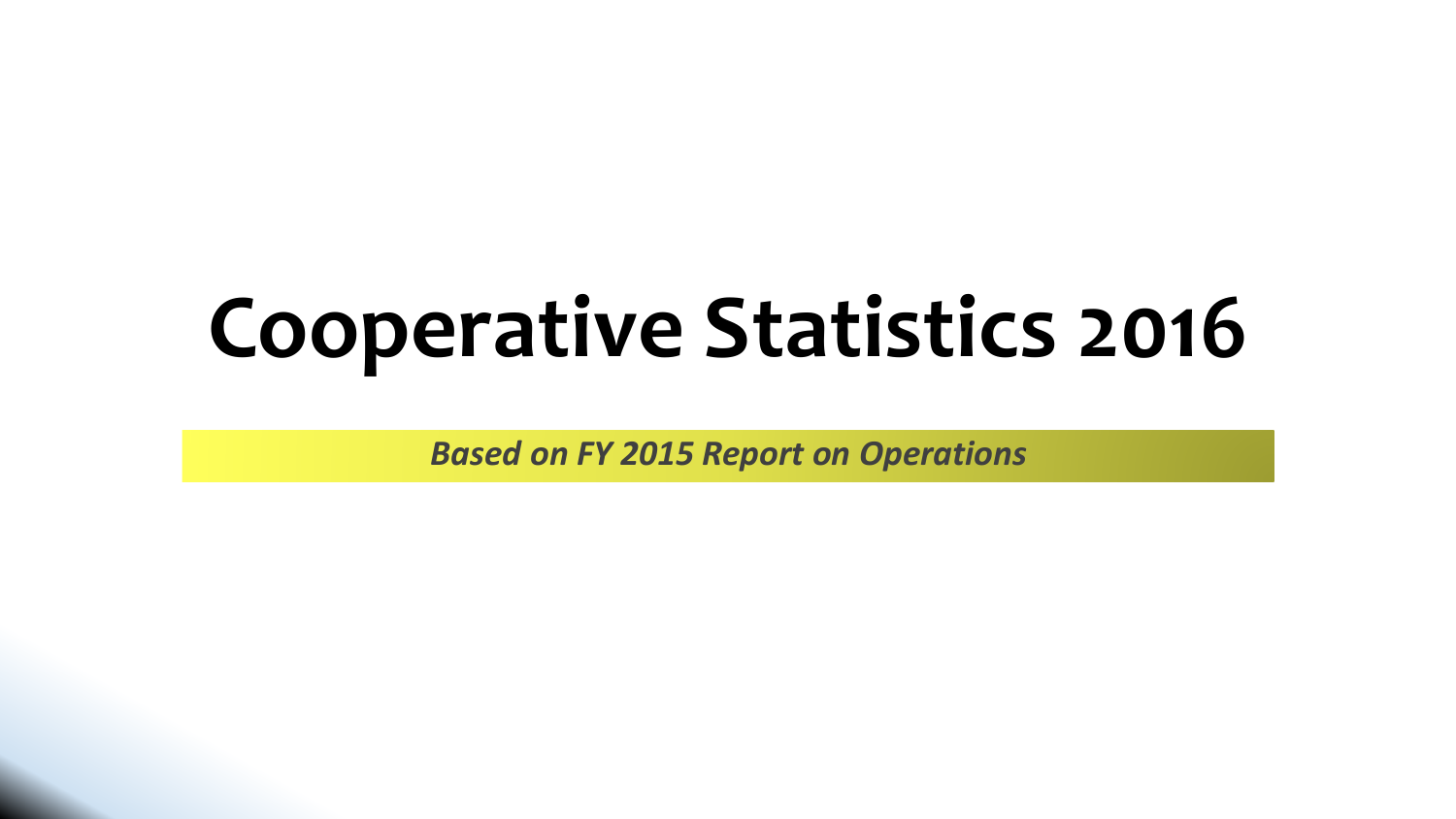# Cooperative Statistics 2016

*Based on FY 2015 Report on Operations*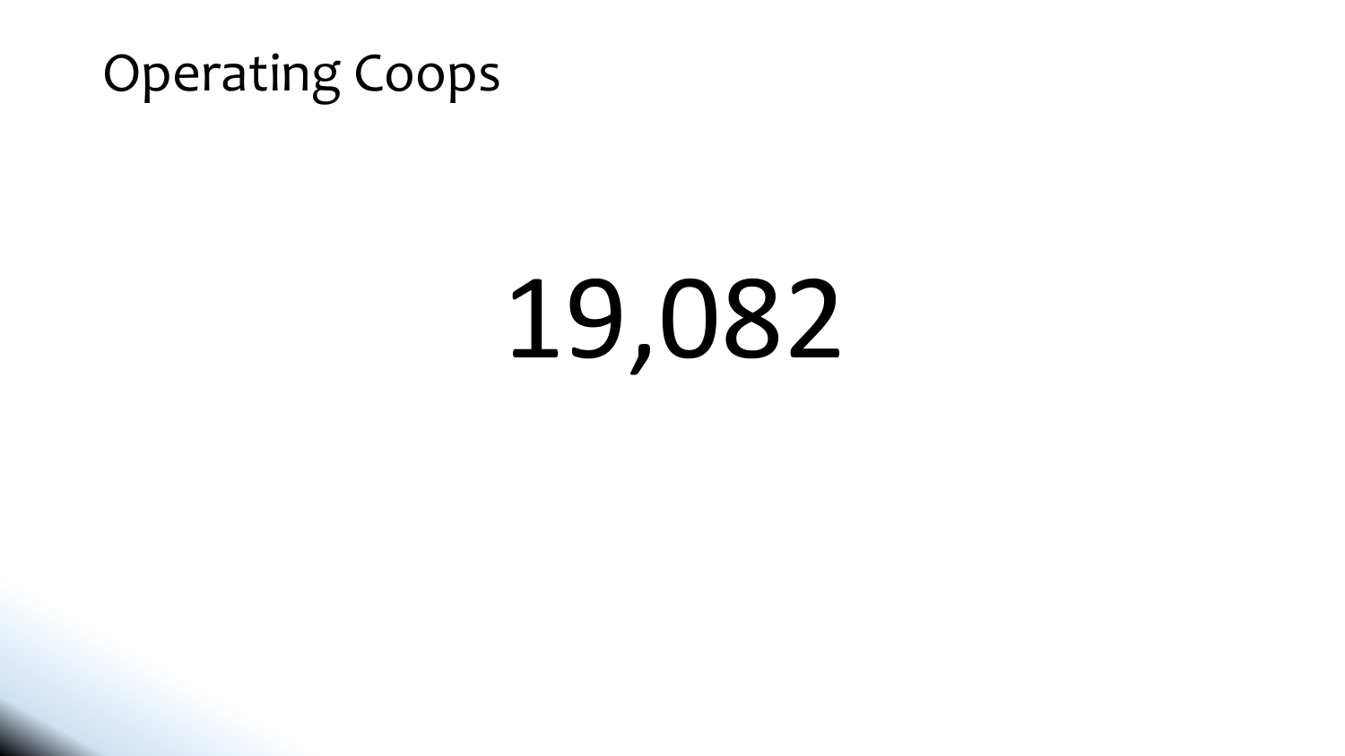# Operating Coops

19,082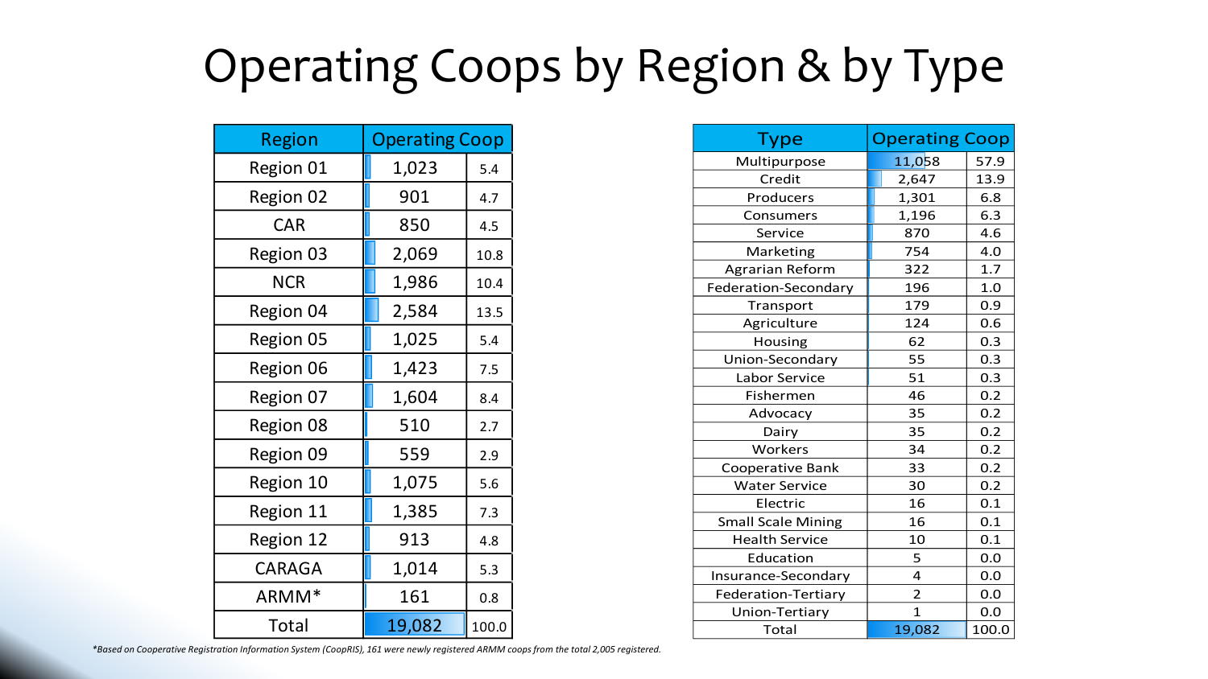# Operating Coops by Region & by Type

| Region | Operating Coop | |
|---|---|---|
| Region 01 | 1,023 | 5.4 |
| Region 02 | 901 | 4.7 |
| CAR | 850 | 4.5 |
| Region 03 | 2,069 | 10.8 |
| NCR | 1,986 | 10.4 |
| Region 04 | 2,584 | 13.5 |
| Region 05 | 1,025 | 5.4 |
| Region 06 | 1,423 | 7.5 |
| Region 07 | 1,604 | 8.4 |
| Region 08 | 510 | 2.7 |
| Region 09 | 559 | 2.9 |
| Region 10 | 1,075 | 5.6 |
| Region 11 | 1,385 | 7.3 |
| Region 12 | 913 | 4.8 |
| CARAGA | 1,014 | 5.3 |
| ARMM* | 161 | 0.8 |
| Total | 19,082 | 100.0 |

| Type | Operating Coop | |
|---|---|---|
| Multipurpose | 11,058 | 57.9 |
| Credit | 2,647 | 13.9 |
| Producers | 1,301 | 6.8 |
| Consumers | 1,196 | 6.3 |
| Service | 870 | 4.6 |
| Marketing | 754 | 4.0 |
| Agrarian Reform | 322 | 1.7 |
| Federation-Secondary | 196 | 1.0 |
| Transport | 179 | 0.9 |
| Agriculture | 124 | 0.6 |
| Housing | 62 | 0.3 |
| Union-Secondary | 55 | 0.3 |
| Labor Service | 51 | 0.3 |
| Fishermen | 46 | 0.2 |
| Advocacy | 35 | 0.2 |
| Dairy | 35 | 0.2 |
| Workers | 34 | 0.2 |
| Cooperative Bank | 33 | 0.2 |
| Water Service | 30 | 0.2 |
| Electric | 16 | 0.1 |
| Small Scale Mining | 16 | 0.1 |
| Health Service | 10 | 0.1 |
| Education | 5 | 0.0 |
| Insurance-Secondary | 4 | 0.0 |
| Federation-Tertiary | 2 | 0.0 |
| Union-Tertiary | 1 | 0.0 |
| Total | 19,082 | 100.0 |

*\*Based on Cooperative Registration Information System (CoopRIS), 161 were newly registered ARMM coops from the total 2,005 registered.*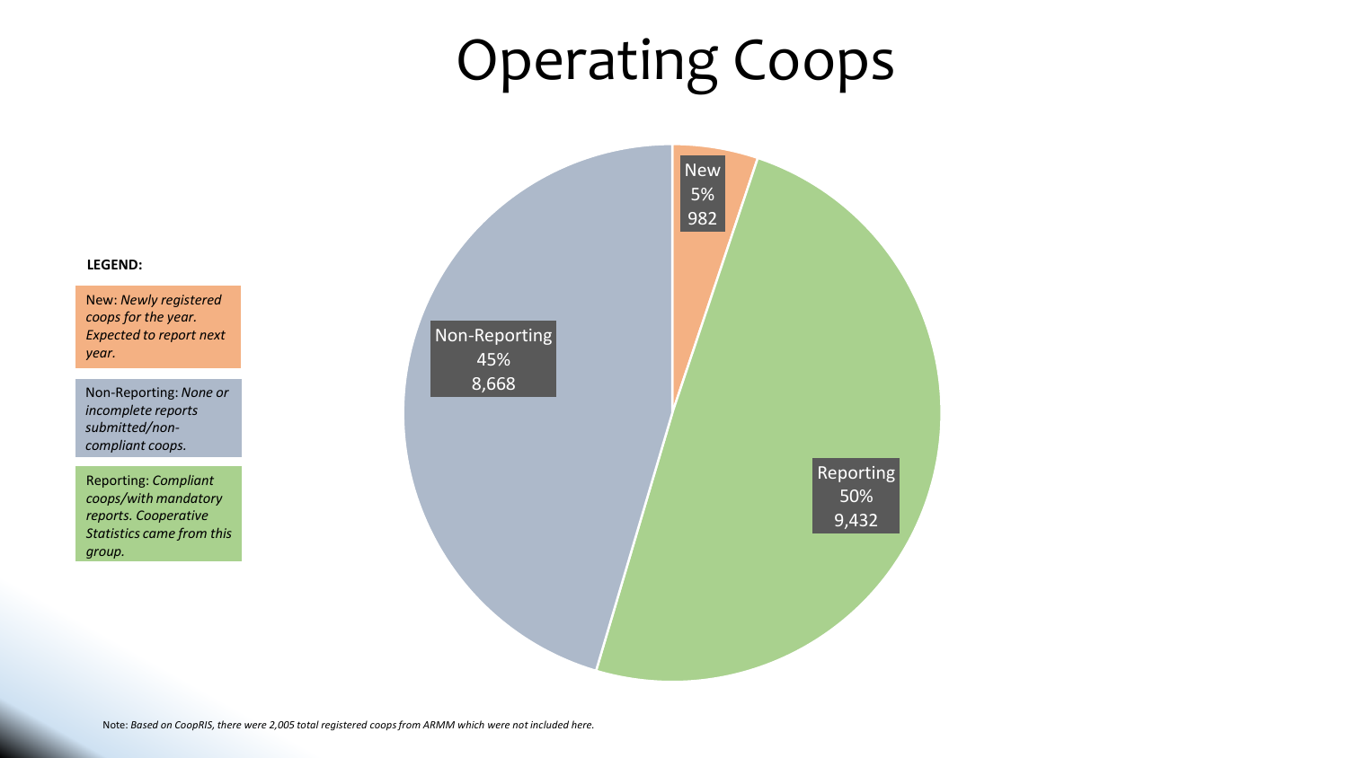# Operating Coops

**LEGEND:**

New: *Newly registered coops for the year. Expected to report next year.*

Non-Reporting: *None or incomplete reports submitted/non-compliant coops.*

Reporting: *Compliant coops/with mandatory reports. Cooperative Statistics came from this group.*

New
5%
982

Non-Reporting
45%
8,668

Reporting
50%
9,432

Note: *Based on CoopRIS, there were 2,005 total registered coops from ARMM which were not included here.*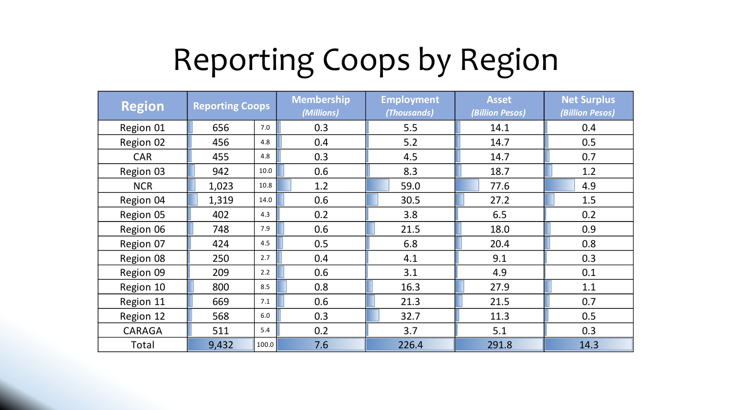# Reporting Coops by Region

| Region | Reporting Coops | | Membership *(Millions)* | Employment *(Thousands)* | Asset *(Billion Pesos)* | Net Surplus *(Billion Pesos)* |
|---|---|---|---|---|---|---|
| Region 01 | 656 | 7.0 | 0.3 | 5.5 | 14.1 | 0.4 |
| Region 02 | 456 | 4.8 | 0.4 | 5.2 | 14.7 | 0.5 |
| CAR | 455 | 4.8 | 0.3 | 4.5 | 14.7 | 0.7 |
| Region 03 | 942 | 10.0 | 0.6 | 8.3 | 18.7 | 1.2 |
| NCR | 1,023 | 10.8 | 1.2 | 59.0 | 77.6 | 4.9 |
| Region 04 | 1,319 | 14.0 | 0.6 | 30.5 | 27.2 | 1.5 |
| Region 05 | 402 | 4.3 | 0.2 | 3.8 | 6.5 | 0.2 |
| Region 06 | 748 | 7.9 | 0.6 | 21.5 | 18.0 | 0.9 |
| Region 07 | 424 | 4.5 | 0.5 | 6.8 | 20.4 | 0.8 |
| Region 08 | 250 | 2.7 | 0.4 | 4.1 | 9.1 | 0.3 |
| Region 09 | 209 | 2.2 | 0.6 | 3.1 | 4.9 | 0.1 |
| Region 10 | 800 | 8.5 | 0.8 | 16.3 | 27.9 | 1.1 |
| Region 11 | 669 | 7.1 | 0.6 | 21.3 | 21.5 | 0.7 |
| Region 12 | 568 | 6.0 | 0.3 | 32.7 | 11.3 | 0.5 |
| CARAGA | 511 | 5.4 | 0.2 | 3.7 | 5.1 | 0.3 |
| Total | 9,432 | 100.0 | 7.6 | 226.4 | 291.8 | 14.3 |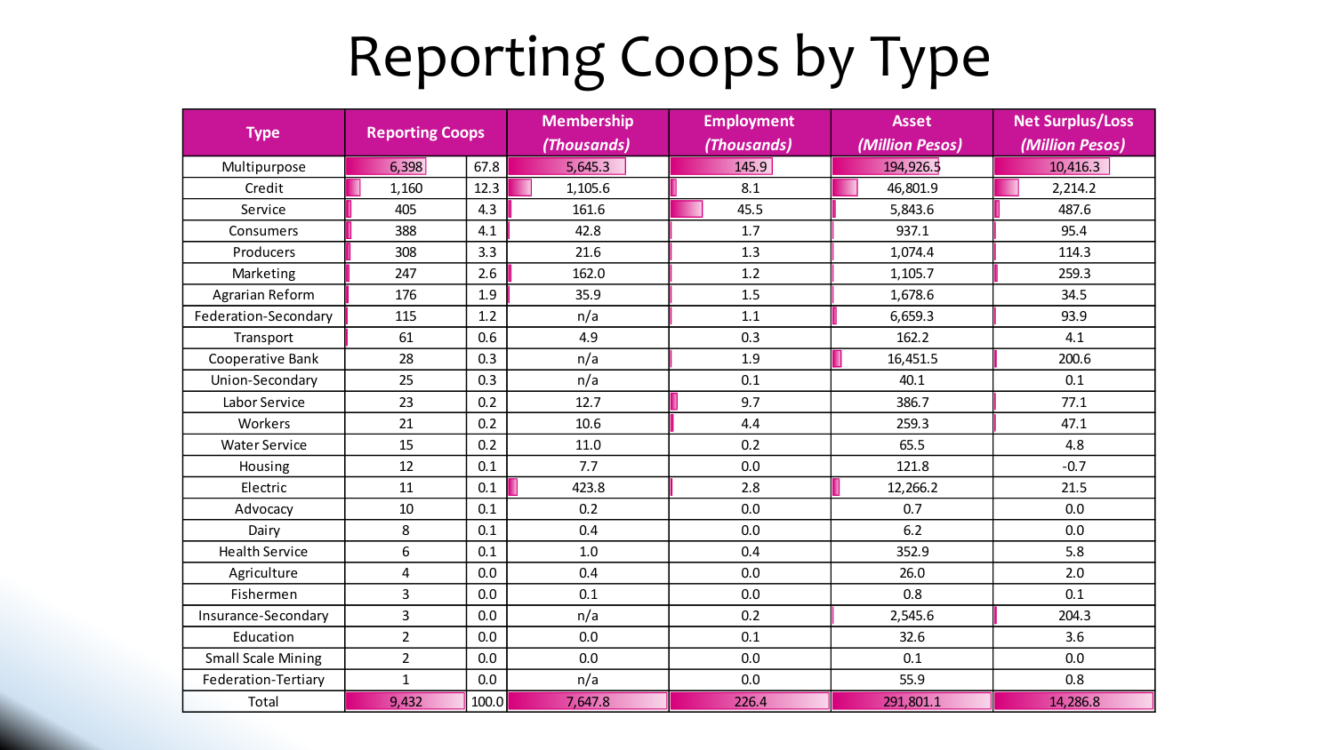# Reporting Coops by Type

| Type | Reporting Coops | | Membership (Thousands) | Employment (Thousands) | Asset (Million Pesos) | Net Surplus/Loss (Million Pesos) |
|---|---|---|---|---|---|---|
| Multipurpose | 6,398 | 67.8 | 5,645.3 | 145.9 | 194,926.5 | 10,416.3 |
| Credit | 1,160 | 12.3 | 1,105.6 | 8.1 | 46,801.9 | 2,214.2 |
| Service | 405 | 4.3 | 161.6 | 45.5 | 5,843.6 | 487.6 |
| Consumers | 388 | 4.1 | 42.8 | 1.7 | 937.1 | 95.4 |
| Producers | 308 | 3.3 | 21.6 | 1.3 | 1,074.4 | 114.3 |
| Marketing | 247 | 2.6 | 162.0 | 1.2 | 1,105.7 | 259.3 |
| Agrarian Reform | 176 | 1.9 | 35.9 | 1.5 | 1,678.6 | 34.5 |
| Federation-Secondary | 115 | 1.2 | n/a | 1.1 | 6,659.3 | 93.9 |
| Transport | 61 | 0.6 | 4.9 | 0.3 | 162.2 | 4.1 |
| Cooperative Bank | 28 | 0.3 | n/a | 1.9 | 16,451.5 | 200.6 |
| Union-Secondary | 25 | 0.3 | n/a | 0.1 | 40.1 | 0.1 |
| Labor Service | 23 | 0.2 | 12.7 | 9.7 | 386.7 | 77.1 |
| Workers | 21 | 0.2 | 10.6 | 4.4 | 259.3 | 47.1 |
| Water Service | 15 | 0.2 | 11.0 | 0.2 | 65.5 | 4.8 |
| Housing | 12 | 0.1 | 7.7 | 0.0 | 121.8 | -0.7 |
| Electric | 11 | 0.1 | 423.8 | 2.8 | 12,266.2 | 21.5 |
| Advocacy | 10 | 0.1 | 0.2 | 0.0 | 0.7 | 0.0 |
| Dairy | 8 | 0.1 | 0.4 | 0.0 | 6.2 | 0.0 |
| Health Service | 6 | 0.1 | 1.0 | 0.4 | 352.9 | 5.8 |
| Agriculture | 4 | 0.0 | 0.4 | 0.0 | 26.0 | 2.0 |
| Fishermen | 3 | 0.0 | 0.1 | 0.0 | 0.8 | 0.1 |
| Insurance-Secondary | 3 | 0.0 | n/a | 0.2 | 2,545.6 | 204.3 |
| Education | 2 | 0.0 | 0.0 | 0.1 | 32.6 | 3.6 |
| Small Scale Mining | 2 | 0.0 | 0.0 | 0.0 | 0.1 | 0.0 |
| Federation-Tertiary | 1 | 0.0 | n/a | 0.0 | 55.9 | 0.8 |
| Total | 9,432 | 100.0 | 7,647.8 | 226.4 | 291,801.1 | 14,286.8 |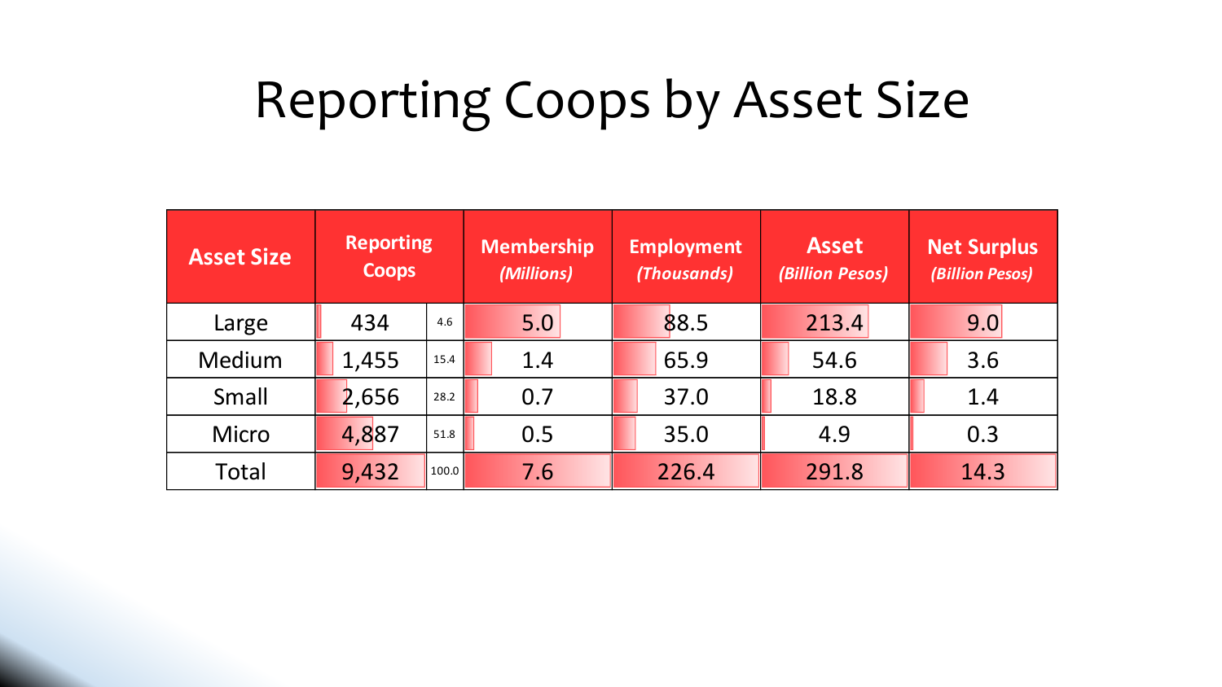# Reporting Coops by Asset Size

| Asset Size | Reporting Coops | | Membership *(Millions)* | Employment *(Thousands)* | Asset *(Billion Pesos)* | Net Surplus *(Billion Pesos)* |
|---|---|---|---|---|---|---|
| Large | 434 | 4.6 | 5.0 | 88.5 | 213.4 | 9.0 |
| Medium | 1,455 | 15.4 | 1.4 | 65.9 | 54.6 | 3.6 |
| Small | 2,656 | 28.2 | 0.7 | 37.0 | 18.8 | 1.4 |
| Micro | 4,887 | 51.8 | 0.5 | 35.0 | 4.9 | 0.3 |
| Total | 9,432 | 100.0 | 7.6 | 226.4 | 291.8 | 14.3 |